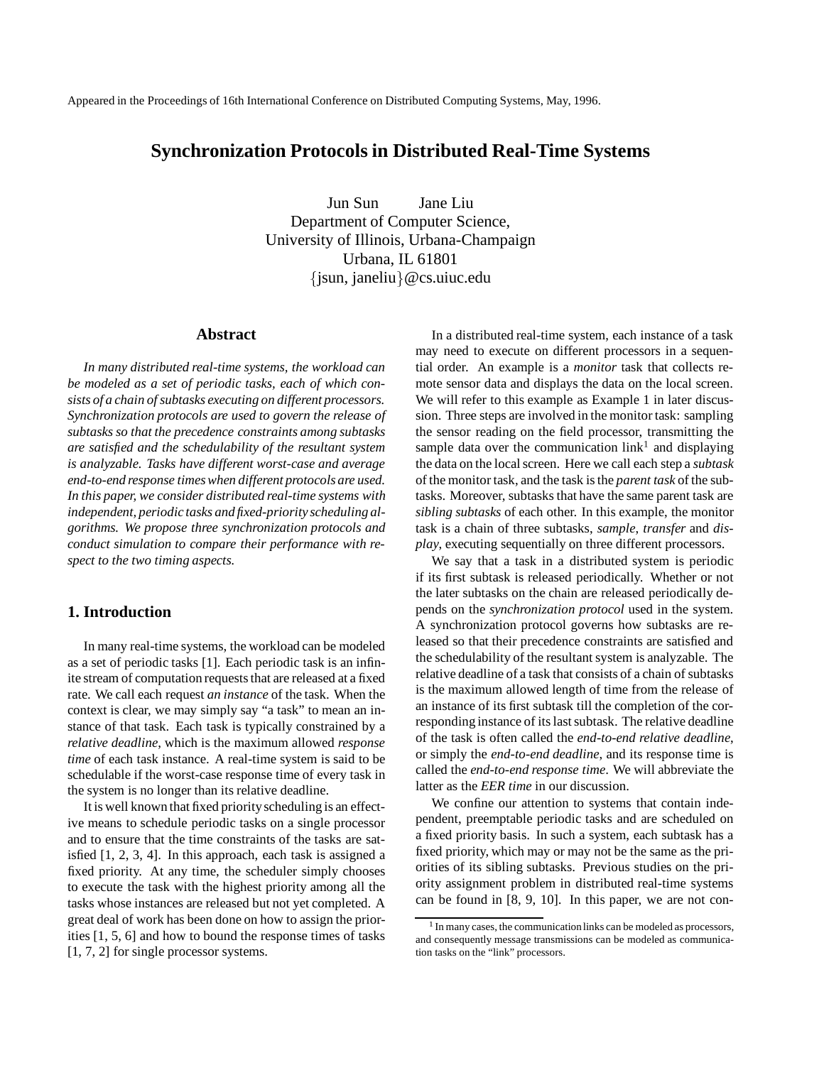Appeared in the Proceedings of 16th International Conference on Distributed Computing Systems, May, 1996.

# Synchronization Protocols in Distributed Real-Time Systems

Jun Sun Jane Liu
Department of Computer Science,
University of Illinois, Urbana-Champaign
Urbana, IL 61801
{jsun, janeliu}@cs.uiuc.edu

## Abstract

*In many distributed real-time systems, the workload can be modeled as a set of periodic tasks, each of which consists of a chain of subtasks executing on different processors. Synchronization protocols are used to govern the release of subtasks so that the precedence constraints among subtasks are satisfied and the schedulability of the resultant system is analyzable. Tasks have different worst-case and average end-to-end response times when different protocols are used. In this paper, we consider distributed real-time systems with independent, periodic tasks and fixed-priority scheduling algorithms. We propose three synchronization protocols and conduct simulation to compare their performance with respect to the two timing aspects.*

## 1. Introduction

In many real-time systems, the workload can be modeled as a set of periodic tasks [1]. Each periodic task is an infinite stream of computation requests that are released at a fixed rate. We call each request *an instance* of the task. When the context is clear, we may simply say "a task" to mean an instance of that task. Each task is typically constrained by a *relative deadline*, which is the maximum allowed *response time* of each task instance. A real-time system is said to be schedulable if the worst-case response time of every task in the system is no longer than its relative deadline.

It is well known that fixed priority scheduling is an effective means to schedule periodic tasks on a single processor and to ensure that the time constraints of the tasks are satisfied [1, 2, 3, 4]. In this approach, each task is assigned a fixed priority. At any time, the scheduler simply chooses to execute the task with the highest priority among all the tasks whose instances are released but not yet completed. A great deal of work has been done on how to assign the priorities [1, 5, 6] and how to bound the response times of tasks [1, 7, 2] for single processor systems.

In a distributed real-time system, each instance of a task may need to execute on different processors in a sequential order. An example is a *monitor* task that collects remote sensor data and displays the data on the local screen. We will refer to this example as Example 1 in later discussion. Three steps are involved in the monitor task: sampling the sensor reading on the field processor, transmitting the sample data over the communication link[1] and displaying the data on the local screen. Here we call each step a *subtask* of the monitor task, and the task is the *parent task* of the subtasks. Moreover, subtasks that have the same parent task are *sibling subtasks* of each other. In this example, the monitor task is a chain of three subtasks, *sample*, *transfer* and *display*, executing sequentially on three different processors.

We say that a task in a distributed system is periodic if its first subtask is released periodically. Whether or not the later subtasks on the chain are released periodically depends on the *synchronization protocol* used in the system. A synchronization protocol governs how subtasks are released so that their precedence constraints are satisfied and the schedulability of the resultant system is analyzable. The relative deadline of a task that consists of a chain of subtasks is the maximum allowed length of time from the release of an instance of its first subtask till the completion of the corresponding instance of its last subtask. The relative deadline of the task is often called the *end-to-end relative deadline*, or simply the *end-to-end deadline*, and its response time is called the *end-to-end response time*. We will abbreviate the latter as the *EER time* in our discussion.

We confine our attention to systems that contain independent, preemptable periodic tasks and are scheduled on a fixed priority basis. In such a system, each subtask has a fixed priority, which may or may not be the same as the priorities of its sibling subtasks. Previous studies on the priority assignment problem in distributed real-time systems can be found in [8, 9, 10]. In this paper, we are not con-

[1] In many cases, the communication links can be modeled as processors, and consequently message transmissions can be modeled as communication tasks on the "link" processors.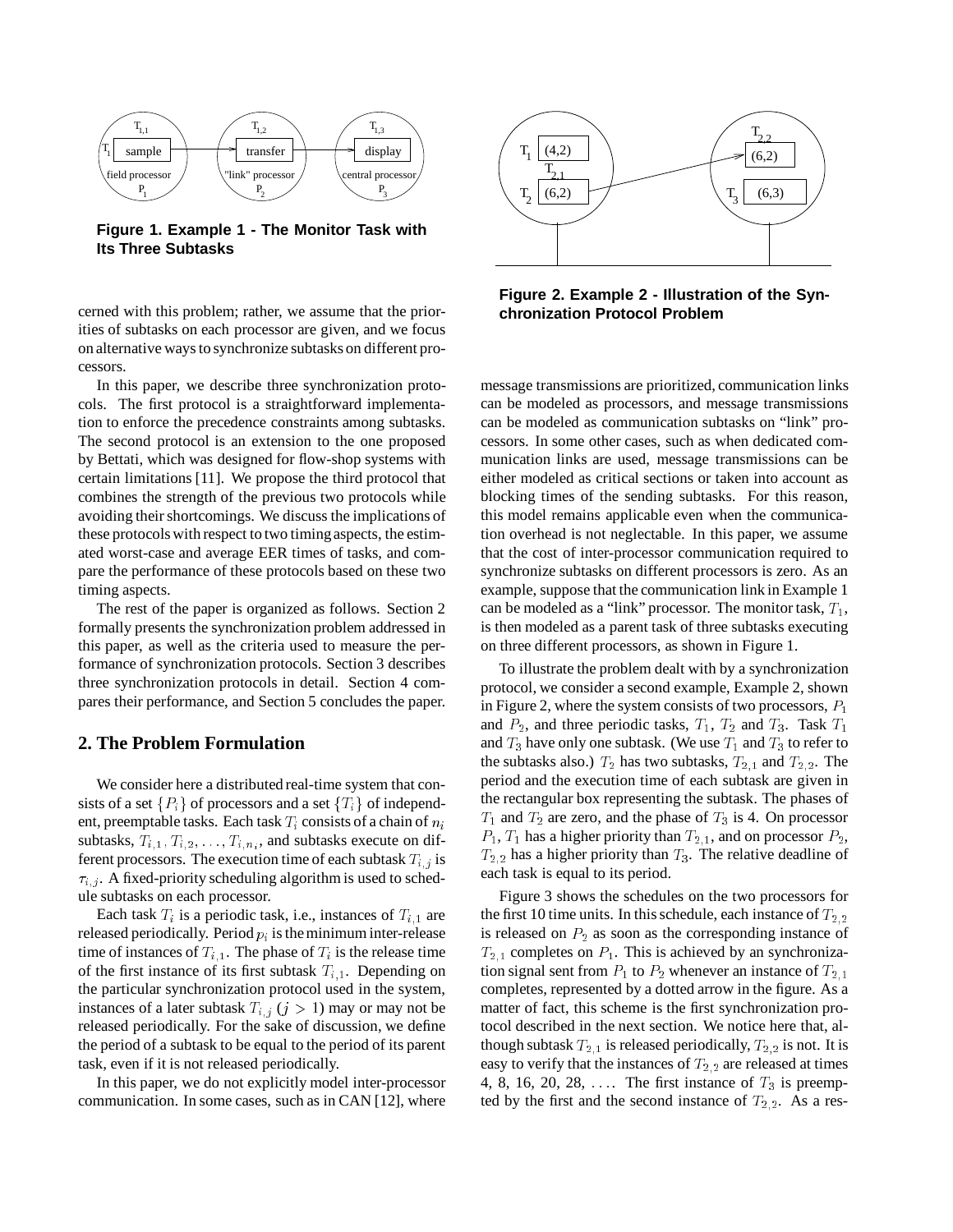**Figure 1. Example 1 - The Monitor Task with Its Three Subtasks**

**Figure 2. Example 2 - Illustration of the Synchronization Protocol Problem**

cerned with this problem; rather, we assume that the priorities of subtasks on each processor are given, and we focus on alternative ways to synchronize subtasks on different processors.

In this paper, we describe three synchronization protocols. The first protocol is a straightforward implementation to enforce the precedence constraints among subtasks. The second protocol is an extension to the one proposed by Bettati, which was designed for flow-shop systems with certain limitations [11]. We propose the third protocol that combines the strength of the previous two protocols while avoiding their shortcomings. We discuss the implications of these protocols with respect to two timing aspects, the estimated worst-case and average EER times of tasks, and compare the performance of these protocols based on these two timing aspects.

The rest of the paper is organized as follows. Section 2 formally presents the synchronization problem addressed in this paper, as well as the criteria used to measure the performance of synchronization protocols. Section 3 describes three synchronization protocols in detail. Section 4 compares their performance, and Section 5 concludes the paper.

## 2. The Problem Formulation

We consider here a distributed real-time system that consists of a set $\{P_i\}$ of processors and a set $\{T_i\}$ of independent, preemptable tasks. Each task $T_i$ consists of a chain of $n_i$ subtasks, $T_{i,1}, T_{i,2}, \ldots, T_{i,n_i}$, and subtasks execute on different processors. The execution time of each subtask $T_{i,j}$ is $\tau_{i,j}$. A fixed-priority scheduling algorithm is used to schedule subtasks on each processor.

Each task $T_i$ is a periodic task, i.e., instances of $T_{i,1}$ are released periodically. Period $p_i$ is the minimum inter-release time of instances of $T_{i,1}$. The phase of $T_i$ is the release time of the first instance of its first subtask $T_{i,1}$. Depending on the particular synchronization protocol used in the system, instances of a later subtask $T_{i,j}$ ($j > 1$) may or may not be released periodically. For the sake of discussion, we define the period of a subtask to be equal to the period of its parent task, even if it is not released periodically.

In this paper, we do not explicitly model inter-processor communication. In some cases, such as in CAN [12], where message transmissions are prioritized, communication links can be modeled as processors, and message transmissions can be modeled as communication subtasks on "link" processors. In some other cases, such as when dedicated communication links are used, message transmissions can be either modeled as critical sections or taken into account as blocking times of the sending subtasks. For this reason, this model remains applicable even when the communication overhead is not neglectable. In this paper, we assume that the cost of inter-processor communication required to synchronize subtasks on different processors is zero. As an example, suppose that the communication link in Example 1 can be modeled as a "link" processor. The monitor task, $T_1$, is then modeled as a parent task of three subtasks executing on three different processors, as shown in Figure 1.

To illustrate the problem dealt with by a synchronization protocol, we consider a second example, Example 2, shown in Figure 2, where the system consists of two processors, $P_1$ and $P_2$, and three periodic tasks, $T_1$, $T_2$ and $T_3$. Task $T_1$ and $T_3$ have only one subtask. (We use $T_1$ and $T_3$ to refer to the subtasks also.) $T_2$ has two subtasks, $T_{2,1}$ and $T_{2,2}$. The period and the execution time of each subtask are given in the rectangular box representing the subtask. The phases of $T_1$ and $T_2$ are zero, and the phase of $T_3$ is 4. On processor $P_1$, $T_1$ has a higher priority than $T_{2,1}$, and on processor $P_2$, $T_{2,2}$ has a higher priority than $T_3$. The relative deadline of each task is equal to its period.

Figure 3 shows the schedules on the two processors for the first 10 time units. In this schedule, each instance of $T_{2,2}$ is released on $P_2$ as soon as the corresponding instance of $T_{2,1}$ completes on $P_1$. This is achieved by an synchronization signal sent from $P_1$ to $P_2$ whenever an instance of $T_{2,1}$ completes, represented by a dotted arrow in the figure. As a matter of fact, this scheme is the first synchronization protocol described in the next section. We notice here that, although subtask $T_{2,1}$ is released periodically, $T_{2,2}$ is not. It is easy to verify that the instances of $T_{2,2}$ are released at times 4, 8, 16, 20, 28, .... The first instance of $T_3$ is preempted by the first and the second instance of $T_{2,2}$. As a res-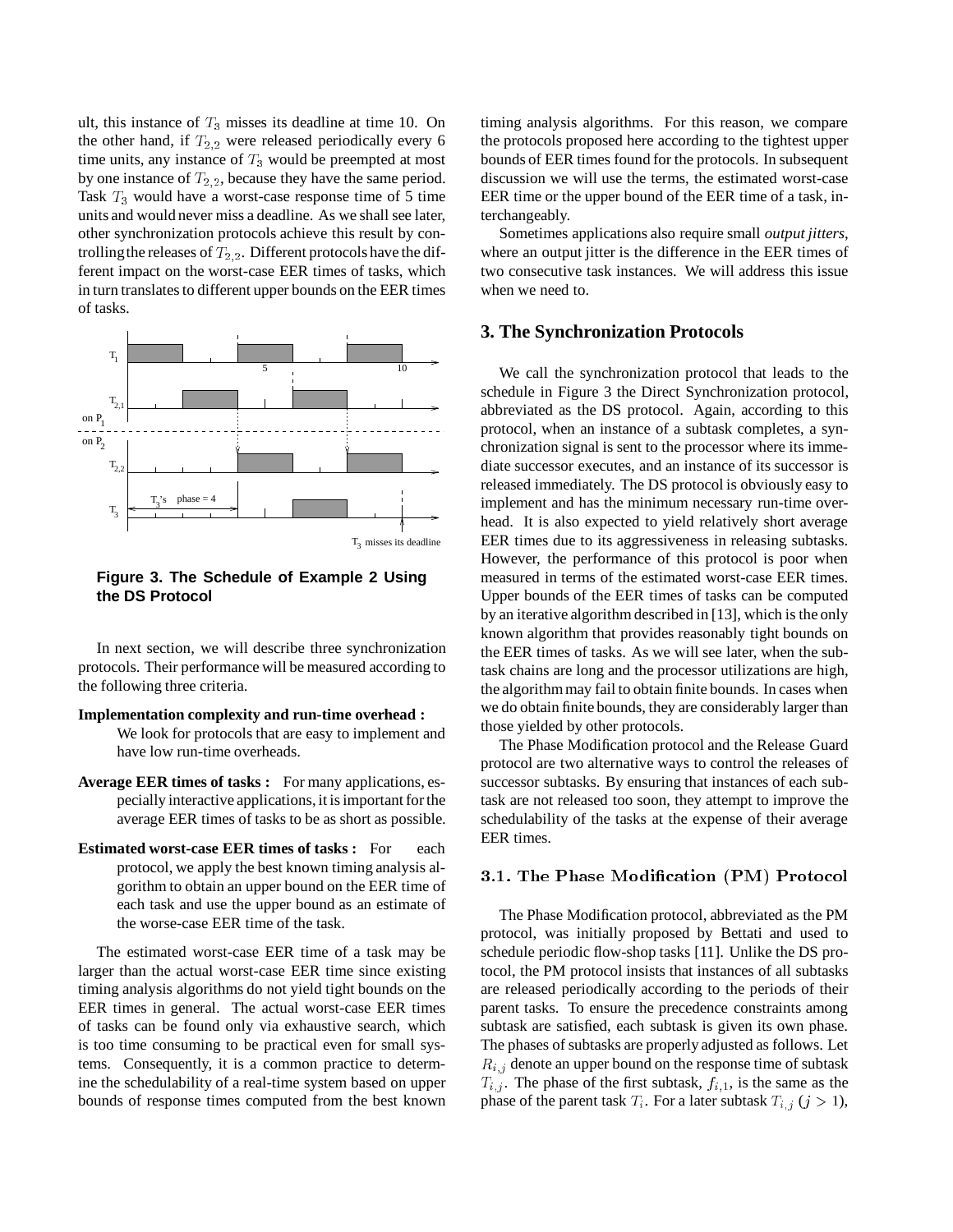ult, this instance of $T_3$ misses its deadline at time 10. On the other hand, if $T_{2,2}$ were released periodically every 6 time units, any instance of $T_3$ would be preempted at most by one instance of $T_{2,2}$, because they have the same period. Task $T_3$ would have a worst-case response time of 5 time units and would never miss a deadline. As we shall see later, other synchronization protocols achieve this result by controlling the releases of $T_{2,2}$. Different protocols have the different impact on the worst-case EER times of tasks, which in turn translates to different upper bounds on the EER times of tasks.

**Figure 3. The Schedule of Example 2 Using the DS Protocol**

In next section, we will describe three synchronization protocols. Their performance will be measured according to the following three criteria.

**Implementation complexity and run-time overhead :** We look for protocols that are easy to implement and have low run-time overheads.

**Average EER times of tasks :** For many applications, especially interactive applications, it is important for the average EER times of tasks to be as short as possible.

**Estimated worst-case EER times of tasks :** For each protocol, we apply the best known timing analysis algorithm to obtain an upper bound on the EER time of each task and use the upper bound as an estimate of the worse-case EER time of the task.

The estimated worst-case EER time of a task may be larger than the actual worst-case EER time since existing timing analysis algorithms do not yield tight bounds on the EER times in general. The actual worst-case EER times of tasks can be found only via exhaustive search, which is too time consuming to be practical even for small systems. Consequently, it is a common practice to determine the schedulability of a real-time system based on upper bounds of response times computed from the best known timing analysis algorithms. For this reason, we compare the protocols proposed here according to the tightest upper bounds of EER times found for the protocols. In subsequent discussion we will use the terms, the estimated worst-case EER time or the upper bound of the EER time of a task, interchangeably.

Sometimes applications also require small *output jitters*, where an output jitter is the difference in the EER times of two consecutive task instances. We will address this issue when we need to.

## 3. The Synchronization Protocols

We call the synchronization protocol that leads to the schedule in Figure 3 the Direct Synchronization protocol, abbreviated as the DS protocol. Again, according to this protocol, when an instance of a subtask completes, a synchronization signal is sent to the processor where its immediate successor executes, and an instance of its successor is released immediately. The DS protocol is obviously easy to implement and has the minimum necessary run-time overhead. It is also expected to yield relatively short average EER times due to its aggressiveness in releasing subtasks. However, the performance of this protocol is poor when measured in terms of the estimated worst-case EER times. Upper bounds of the EER times of tasks can be computed by an iterative algorithm described in [13], which is the only known algorithm that provides reasonably tight bounds on the EER times of tasks. As we will see later, when the subtask chains are long and the processor utilizations are high, the algorithm may fail to obtain finite bounds. In cases when we do obtain finite bounds, they are considerably larger than those yielded by other protocols.

The Phase Modification protocol and the Release Guard protocol are two alternative ways to control the releases of successor subtasks. By ensuring that instances of each subtask are not released too soon, they attempt to improve the schedulability of the tasks at the expense of their average EER times.

### 3.1. The Phase Modification (PM) Protocol

The Phase Modification protocol, abbreviated as the PM protocol, was initially proposed by Bettati and used to schedule periodic flow-shop tasks [11]. Unlike the DS protocol, the PM protocol insists that instances of all subtasks are released periodically according to the periods of their parent tasks. To ensure the precedence constraints among subtask are satisfied, each subtask is given its own phase. The phases of subtasks are properly adjusted as follows. Let $R_{i,j}$ denote an upper bound on the response time of subtask $T_{i,j}$. The phase of the first subtask, $f_{i,1}$, is the same as the phase of the parent task $T_i$. For a later subtask $T_{i,j}$ ($j > 1$),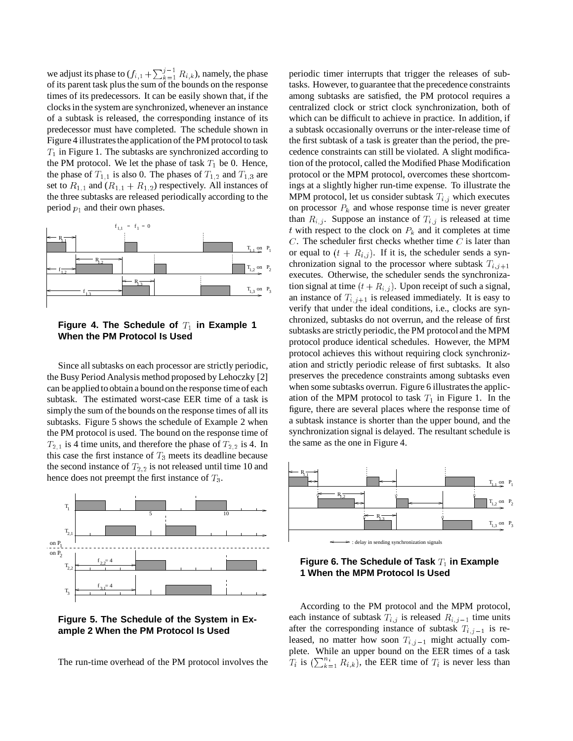we adjust its phase to ($f_{i,1} + \sum_{k=1}^{j-1} R_{i,k}$), namely, the phase of its parent task plus the sum of the bounds on the response times of its predecessors. It can be easily shown that, if the clocks in the system are synchronized, whenever an instance of a subtask is released, the corresponding instance of its predecessor must have completed. The schedule shown in Figure 4 illustrates the application of the PM protocol to task $T_1$ in Figure 1. The subtasks are synchronized according to the PM protocol. We let the phase of task $T_1$ be 0. Hence, the phase of $T_{1,1}$ is also 0. The phases of $T_{1,2}$ and $T_{1,3}$ are set to $R_{1,1}$ and ($R_{1,1} + R_{1,2}$) respectively. All instances of the three subtasks are released periodically according to the period $p_1$ and their own phases.

**Figure 4. The Schedule of $T_1$ in Example 1 When the PM Protocol Is Used**

Since all subtasks on each processor are strictly periodic, the Busy Period Analysis method proposed by Lehoczky [2] can be applied to obtain a bound on the response time of each subtask. The estimated worst-case EER time of a task is simply the sum of the bounds on the response times of all its subtasks. Figure 5 shows the schedule of Example 2 when the PM protocol is used. The bound on the response time of $T_{2,1}$ is 4 time units, and therefore the phase of $T_{2,2}$ is 4. In this case the first instance of $T_3$ meets its deadline because the second instance of $T_{2,2}$ is not released until time 10 and hence does not preempt the first instance of $T_3$.

**Figure 5. The Schedule of the System in Example 2 When the PM Protocol Is Used**

The run-time overhead of the PM protocol involves the periodic timer interrupts that trigger the releases of subtasks. However, to guarantee that the precedence constraints among subtasks are satisfied, the PM protocol requires a centralized clock or strict clock synchronization, both of which can be difficult to achieve in practice. In addition, if a subtask occasionally overruns or the inter-release time of the first subtask of a task is greater than the period, the precedence constraints can still be violated. A slight modification of the protocol, called the Modified Phase Modification protocol or the MPM protocol, overcomes these shortcomings at a slightly higher run-time expense. To illustrate the MPM protocol, let us consider subtask $T_{i,j}$ which executes on processor $P_k$ and whose response time is never greater than $R_{i,j}$. Suppose an instance of $T_{i,j}$ is released at time $t$ with respect to the clock on $P_k$ and it completes at time $C$. The scheduler first checks whether time $C$ is later than or equal to $(t + R_{i,j})$. If it is, the scheduler sends a synchronization signal to the processor where subtask $T_{i,j+1}$ executes. Otherwise, the scheduler sends the synchronization signal at time $(t + R_{i,j})$. Upon receipt of such a signal, an instance of $T_{i,j+1}$ is released immediately. It is easy to verify that under the ideal conditions, i.e., clocks are synchronized, subtasks do not overrun, and the release of first subtasks are strictly periodic, the PM protocol and the MPM protocol produce identical schedules. However, the MPM protocol achieves this without requiring clock synchronization and strictly periodic release of first subtasks. It also preserves the precedence constraints among subtasks even when some subtasks overrun. Figure 6 illustrates the application of the MPM protocol to task $T_1$ in Figure 1. In the figure, there are several places where the response time of a subtask instance is shorter than the upper bound, and the synchronization signal is delayed. The resultant schedule is the same as the one in Figure 4.

**Figure 6. The Schedule of Task $T_1$ in Example 1 When the MPM Protocol Is Used**

According to the PM protocol and the MPM protocol, each instance of subtask $T_{i,j}$ is released $R_{i,j-1}$ time units after the corresponding instance of subtask $T_{i,j-1}$ is released, no matter how soon $T_{i,j-1}$ might actually complete. While an upper bound on the EER times of a task $T_i$ is ($\sum_{k=1}^{n_i} R_{i,k}$), the EER time of $T_i$ is never less than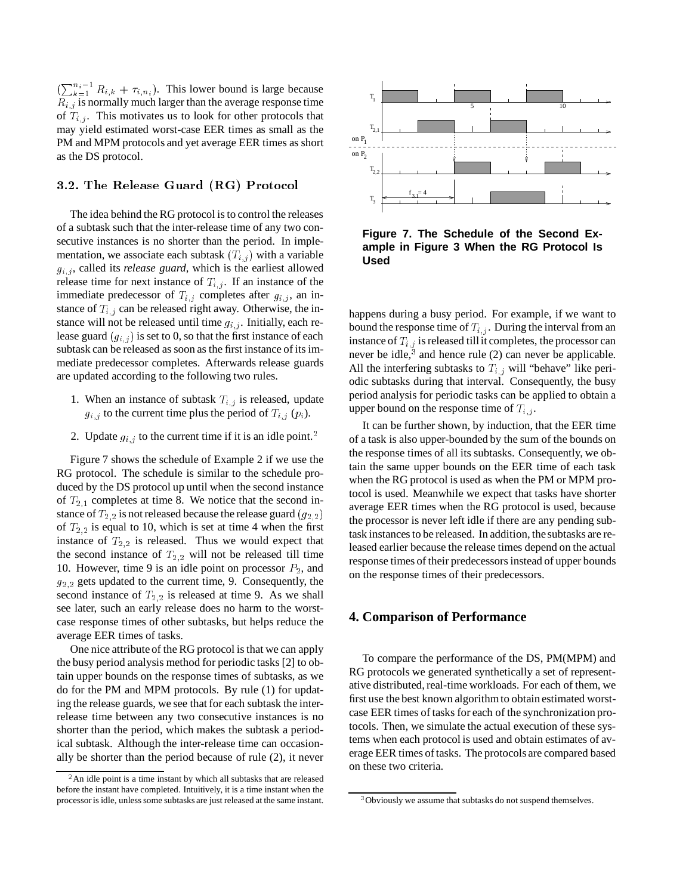$(\sum_{k=1}^{n_i-1} R_{i,k} + \tau_{i,n_i})$. This lower bound is large because $R_{i,j}$ is normally much larger than the average response time of $T_{i,j}$. This motivates us to look for other protocols that may yield estimated worst-case EER times as small as the PM and MPM protocols and yet average EER times as short as the DS protocol.

### 3.2. The Release Guard (RG) Protocol

The idea behind the RG protocol is to control the releases of a subtask such that the inter-release time of any two consecutive instances is no shorter than the period. In implementation, we associate each subtask $(T_{i,j})$ with a variable $g_{i,j}$, called its *release guard*, which is the earliest allowed release time for next instance of $T_{i,j}$. If an instance of the immediate predecessor of $T_{i,j}$ completes after $g_{i,j}$, an instance of $T_{i,j}$ can be released right away. Otherwise, the instance will not be released until time $g_{i,j}$. Initially, each release guard $(g_{i,j})$ is set to 0, so that the first instance of each subtask can be released as soon as the first instance of its immediate predecessor completes. Afterwards release guards are updated according to the following two rules.

1. When an instance of subtask $T_{i,j}$ is released, update $g_{i,j}$ to the current time plus the period of $T_{i,j}$ $(p_i)$.
2. Update $g_{i,j}$ to the current time if it is an idle point.[2]

Figure 7 shows the schedule of Example 2 if we use the RG protocol. The schedule is similar to the schedule produced by the DS protocol up until when the second instance of $T_{2,1}$ completes at time 8. We notice that the second instance of $T_{2,2}$ is not released because the release guard $(g_{2,2})$ of $T_{2,2}$ is equal to 10, which is set at time 4 when the first instance of $T_{2,2}$ is released. Thus we would expect that the second instance of $T_{2,2}$ will not be released till time 10. However, time 9 is an idle point on processor $P_2$, and $g_{2,2}$ gets updated to the current time, 9. Consequently, the second instance of $T_{2,2}$ is released at time 9. As we shall see later, such an early release does no harm to the worst-case response times of other subtasks, but helps reduce the average EER times of tasks.

One nice attribute of the RG protocol is that we can apply the busy period analysis method for periodic tasks [2] to obtain upper bounds on the response times of subtasks, as we do for the PM and MPM protocols. By rule (1) for updating the release guards, we see that for each subtask the inter-release time between any two consecutive instances is no shorter than the period, which makes the subtask a periodical subtask. Although the inter-release time can occasionally be shorter than the period because of rule (2), it never

**Figure 7. The Schedule of the Second Example in Figure 3 When the RG Protocol Is Used**

happens during a busy period. For example, if we want to bound the response time of $T_{i,j}$. During the interval from an instance of $T_{i,j}$ is released till it completes, the processor can never be idle,[3] and hence rule (2) can never be applicable. All the interfering subtasks to $T_{i,j}$ will "behave" like periodic subtasks during that interval. Consequently, the busy period analysis for periodic tasks can be applied to obtain a upper bound on the response time of $T_{i,j}$.

It can be further shown, by induction, that the EER time of a task is also upper-bounded by the sum of the bounds on the response times of all its subtasks. Consequently, we obtain the same upper bounds on the EER time of each task when the RG protocol is used as when the PM or MPM protocol is used. Meanwhile we expect that tasks have shorter average EER times when the RG protocol is used, because the processor is never left idle if there are any pending subtask instances to be released. In addition, the subtasks are released earlier because the release times depend on the actual response times of their predecessors instead of upper bounds on the response times of their predecessors.

## 4. Comparison of Performance

To compare the performance of the DS, PM(MPM) and RG protocols we generated synthetically a set of representative distributed, real-time workloads. For each of them, we first use the best known algorithm to obtain estimated worst-case EER times of tasks for each of the synchronization protocols. Then, we simulate the actual execution of these systems when each protocol is used and obtain estimates of average EER times of tasks. The protocols are compared based on these two criteria.

[2] An idle point is a time instant by which all subtasks that are released before the instant have completed. Intuitively, it is a time instant when the processor is idle, unless some subtasks are just released at the same instant.

[3] Obviously we assume that subtasks do not suspend themselves.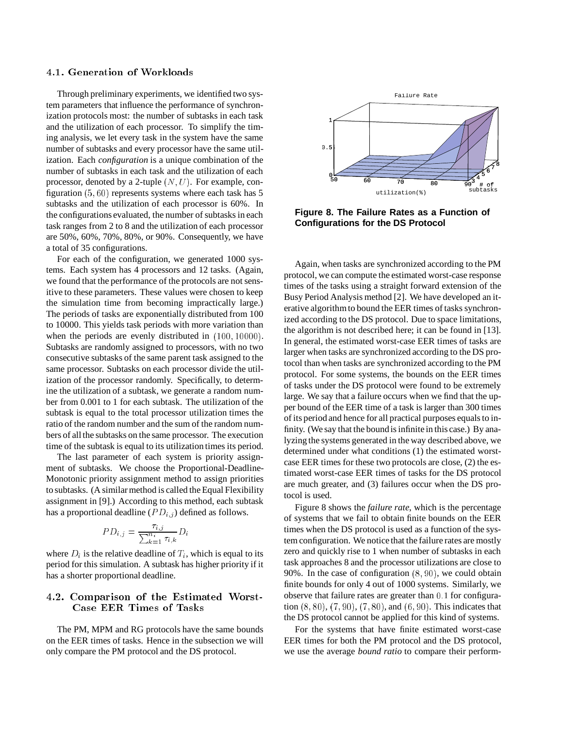### 4.1. Generation of Workloads

Through preliminary experiments, we identified two system parameters that influence the performance of synchronization protocols most: the number of subtasks in each task and the utilization of each processor. To simplify the timing analysis, we let every task in the system have the same number of subtasks and every processor have the same utilization. Each *configuration* is a unique combination of the number of subtasks in each task and the utilization of each processor, denoted by a 2-tuple $(N, U)$. For example, configuration $(5, 60)$ represents systems where each task has 5 subtasks and the utilization of each processor is 60%. In the configurations evaluated, the number of subtasks in each task ranges from 2 to 8 and the utilization of each processor are 50%, 60%, 70%, 80%, or 90%. Consequently, we have a total of 35 configurations.

For each of the configuration, we generated 1000 systems. Each system has 4 processors and 12 tasks. (Again, we found that the performance of the protocols are not sensitive to these parameters. These values were chosen to keep the simulation time from becoming impractically large.) The periods of tasks are exponentially distributed from 100 to 10000. This yields task periods with more variation than when the periods are evenly distributed in $(100, 10000)$. Subtasks are randomly assigned to processors, with no two consecutive subtasks of the same parent task assigned to the same processor. Subtasks on each processor divide the utilization of the processor randomly. Specifically, to determine the utilization of a subtask, we generate a random number from 0.001 to 1 for each subtask. The utilization of the subtask is equal to the total processor utilization times the ratio of the random number and the sum of the random numbers of all the subtasks on the same processor. The execution time of the subtask is equal to its utilization times its period.

The last parameter of each system is priority assignment of subtasks. We choose the Proportional-Deadline-Monotonic priority assignment method to assign priorities to subtasks. (A similar method is called the Equal Flexibility assignment in [9].) According to this method, each subtask has a proportional deadline ($PD_{i,j}$) defined as follows.

$$PD_{i,j} = \frac{\tau_{i,j}}{\sum_{k=1}^{n_i} \tau_{i,k}} D_i$$

where $D_i$ is the relative deadline of $T_i$, which is equal to its period for this simulation. A subtask has higher priority if it has a shorter proportional deadline.

### 4.2. Comparison of the Estimated Worst-Case EER Times of Tasks

The PM, MPM and RG protocols have the same bounds on the EER times of tasks. Hence in the subsection we will only compare the PM protocol and the DS protocol.

**Figure 8. The Failure Rates as a Function of Configurations for the DS Protocol**

Again, when tasks are synchronized according to the PM protocol, we can compute the estimated worst-case response times of the tasks using a straight forward extension of the Busy Period Analysis method [2]. We have developed an iterative algorithm to bound the EER times of tasks synchronized according to the DS protocol. Due to space limitations, the algorithm is not described here; it can be found in [13]. In general, the estimated worst-case EER times of tasks are larger when tasks are synchronized according to the DS protocol than when tasks are synchronized according to the PM protocol. For some systems, the bounds on the EER times of tasks under the DS protocol were found to be extremely large. We say that a failure occurs when we find that the upper bound of the EER time of a task is larger than 300 times of its period and hence for all practical purposes equals to infinity. (We say that the bound is infinite in this case.) By analyzing the systems generated in the way described above, we determined under what conditions (1) the estimated worst-case EER times for these two protocols are close, (2) the estimated worst-case EER times of tasks for the DS protocol are much greater, and (3) failures occur when the DS protocol is used.

Figure 8 shows the *failure rate*, which is the percentage of systems that we fail to obtain finite bounds on the EER times when the DS protocol is used as a function of the system configuration. We notice that the failure rates are mostly zero and quickly rise to 1 when number of subtasks in each task approaches 8 and the processor utilizations are close to 90%. In the case of configuration $(8, 90)$, we could obtain finite bounds for only 4 out of 1000 systems. Similarly, we observe that failure rates are greater than $0.1$ for configuration $(8, 80)$, $(7, 90)$, $(7, 80)$, and $(6, 90)$. This indicates that the DS protocol cannot be applied for this kind of systems.

For the systems that have finite estimated worst-case EER times for both the PM protocol and the DS protocol, we use the average *bound ratio* to compare their perform-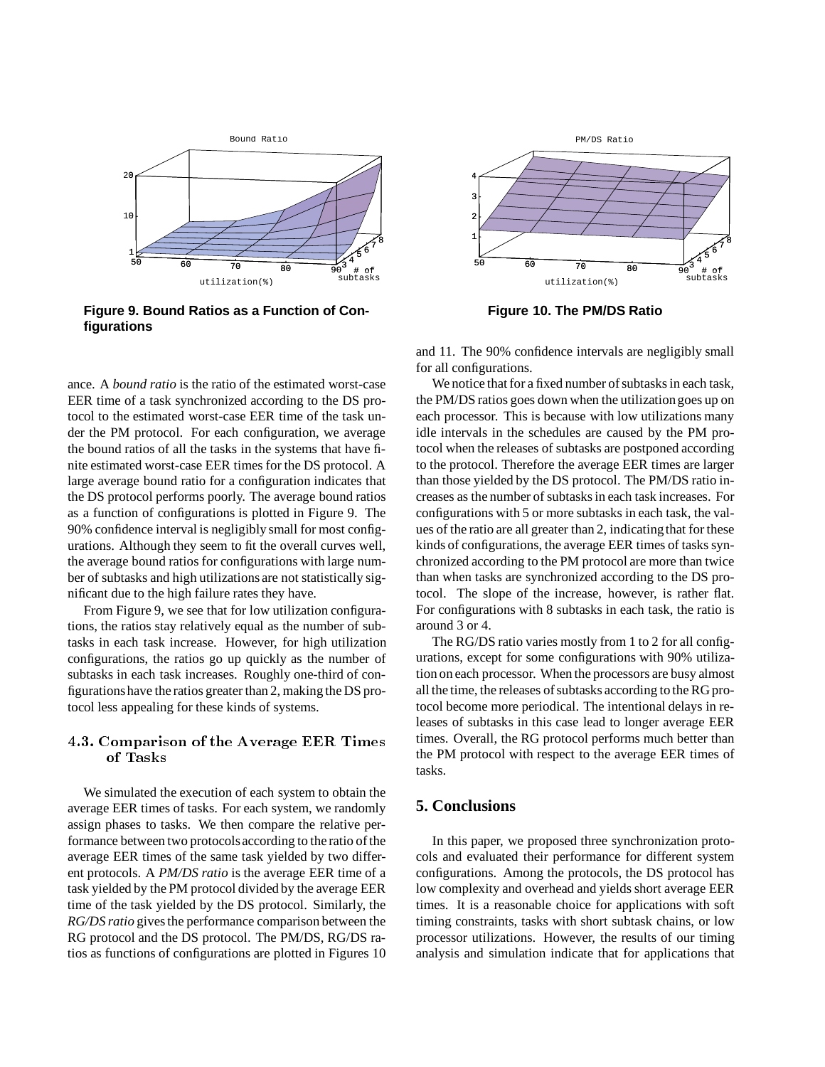Figure 9. Bound Ratios as a Function of Configurations

Figure 10. The PM/DS Ratio

ance. A *bound ratio* is the ratio of the estimated worst-case EER time of a task synchronized according to the DS protocol to the estimated worst-case EER time of the task under the PM protocol. For each configuration, we average the bound ratios of all the tasks in the systems that have finite estimated worst-case EER times for the DS protocol. A large average bound ratio for a configuration indicates that the DS protocol performs poorly. The average bound ratios as a function of configurations is plotted in Figure 9. The 90% confidence interval is negligibly small for most configurations. Although they seem to fit the overall curves well, the average bound ratios for configurations with large number of subtasks and high utilizations are not statistically significant due to the high failure rates they have.

From Figure 9, we see that for low utilization configurations, the ratios stay relatively equal as the number of subtasks in each task increase. However, for high utilization configurations, the ratios go up quickly as the number of subtasks in each task increases. Roughly one-third of configurations have the ratios greater than 2, making the DS protocol less appealing for these kinds of systems.

### 4.3. Comparison of the Average EER Times of Tasks

We simulated the execution of each system to obtain the average EER times of tasks. For each system, we randomly assign phases to tasks. We then compare the relative performance between two protocols according to the ratio of the average EER times of the same task yielded by two different protocols. A *PM/DS ratio* is the average EER time of a task yielded by the PM protocol divided by the average EER time of the task yielded by the DS protocol. Similarly, the *RG/DS ratio* gives the performance comparison between the RG protocol and the DS protocol. The PM/DS, RG/DS ratios as functions of configurations are plotted in Figures 10 and 11. The 90% confidence intervals are negligibly small for all configurations.

We notice that for a fixed number of subtasks in each task, the PM/DS ratios goes down when the utilization goes up on each processor. This is because with low utilizations many idle intervals in the schedules are caused by the PM protocol when the releases of subtasks are postponed according to the protocol. Therefore the average EER times are larger than those yielded by the DS protocol. The PM/DS ratio increases as the number of subtasks in each task increases. For configurations with 5 or more subtasks in each task, the values of the ratio are all greater than 2, indicating that for these kinds of configurations, the average EER times of tasks synchronized according to the PM protocol are more than twice than when tasks are synchronized according to the DS protocol. The slope of the increase, however, is rather flat. For configurations with 8 subtasks in each task, the ratio is around 3 or 4.

The RG/DS ratio varies mostly from 1 to 2 for all configurations, except for some configurations with 90% utilization on each processor. When the processors are busy almost all the time, the releases of subtasks according to the RG protocol become more periodical. The intentional delays in releases of subtasks in this case lead to longer average EER times. Overall, the RG protocol performs much better than the PM protocol with respect to the average EER times of tasks.

## 5. Conclusions

In this paper, we proposed three synchronization protocols and evaluated their performance for different system configurations. Among the protocols, the DS protocol has low complexity and overhead and yields short average EER times. It is a reasonable choice for applications with soft timing constraints, tasks with short subtask chains, or low processor utilizations. However, the results of our timing analysis and simulation indicate that for applications that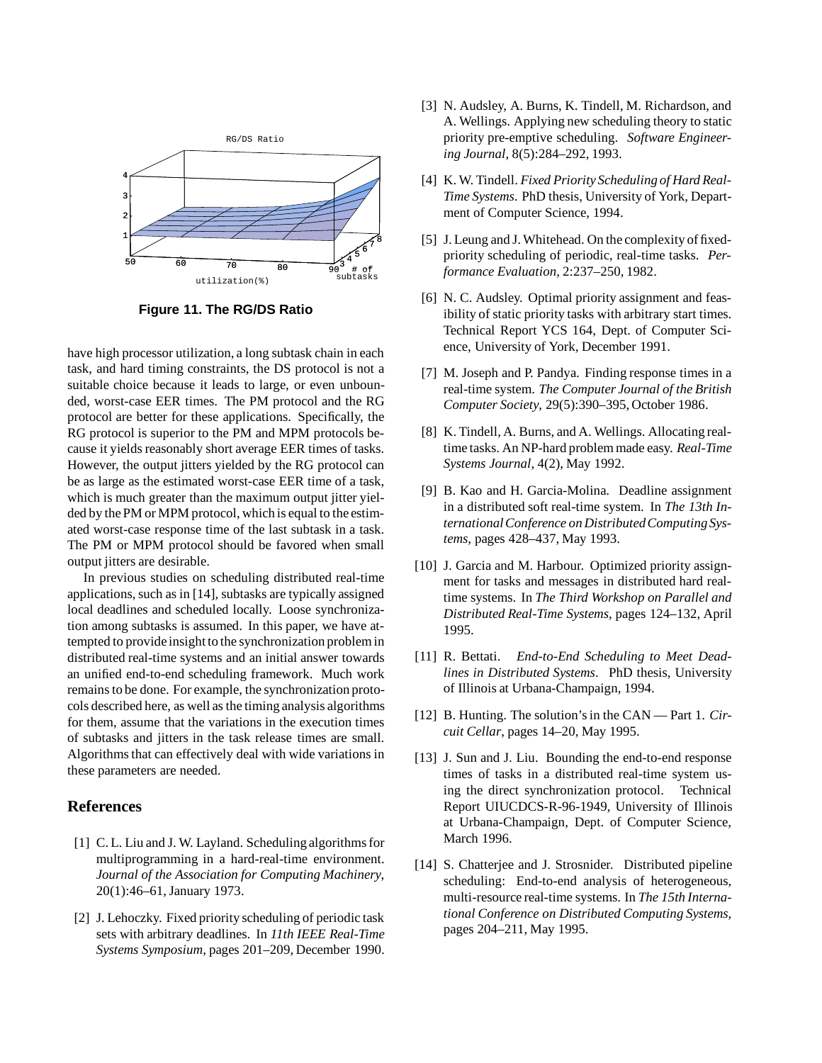RG/DS Ratio

4
3
2
1

50 60 70 80 90

utilization(%)

3 4 5 6 7 8

# of subtasks

**Figure 11. The RG/DS Ratio**

have high processor utilization, a long subtask chain in each task, and hard timing constraints, the DS protocol is not a suitable choice because it leads to large, or even unbounded, worst-case EER times. The PM protocol and the RG protocol are better for these applications. Specifically, the RG protocol is superior to the PM and MPM protocols because it yields reasonably short average EER times of tasks. However, the output jitters yielded by the RG protocol can be as large as the estimated worst-case EER time of a task, which is much greater than the maximum output jitter yielded by the PM or MPM protocol, which is equal to the estimated worst-case response time of the last subtask in a task. The PM or MPM protocol should be favored when small output jitters are desirable.

In previous studies on scheduling distributed real-time applications, such as in [14], subtasks are typically assigned local deadlines and scheduled locally. Loose synchronization among subtasks is assumed. In this paper, we have attempted to provide insight to the synchronization problem in distributed real-time systems and an initial answer towards an unified end-to-end scheduling framework. Much work remains to be done. For example, the synchronization protocols described here, as well as the timing analysis algorithms for them, assume that the variations in the execution times of subtasks and jitters in the task release times are small. Algorithms that can effectively deal with wide variations in these parameters are needed.

## References

[1] C. L. Liu and J. W. Layland. Scheduling algorithms for multiprogramming in a hard-real-time environment. *Journal of the Association for Computing Machinery*, 20(1):46–61, January 1973.

[2] J. Lehoczky. Fixed priority scheduling of periodic task sets with arbitrary deadlines. In *11th IEEE Real-Time Systems Symposium*, pages 201–209, December 1990.

[3] N. Audsley, A. Burns, K. Tindell, M. Richardson, and A. Wellings. Applying new scheduling theory to static priority pre-emptive scheduling. *Software Engineering Journal*, 8(5):284–292, 1993.

[4] K. W. Tindell. *Fixed Priority Scheduling of Hard Real-Time Systems*. PhD thesis, University of York, Department of Computer Science, 1994.

[5] J. Leung and J. Whitehead. On the complexity of fixed-priority scheduling of periodic, real-time tasks. *Performance Evaluation*, 2:237–250, 1982.

[6] N. C. Audsley. Optimal priority assignment and feasibility of static priority tasks with arbitrary start times. Technical Report YCS 164, Dept. of Computer Science, University of York, December 1991.

[7] M. Joseph and P. Pandya. Finding response times in a real-time system. *The Computer Journal of the British Computer Society*, 29(5):390–395, October 1986.

[8] K. Tindell, A. Burns, and A. Wellings. Allocating real-time tasks. An NP-hard problem made easy. *Real-Time Systems Journal*, 4(2), May 1992.

[9] B. Kao and H. Garcia-Molina. Deadline assignment in a distributed soft real-time system. In *The 13th International Conference on Distributed Computing Systems*, pages 428–437, May 1993.

[10] J. Garcia and M. Harbour. Optimized priority assignment for tasks and messages in distributed hard real-time systems. In *The Third Workshop on Parallel and Distributed Real-Time Systems*, pages 124–132, April 1995.

[11] R. Bettati. *End-to-End Scheduling to Meet Deadlines in Distributed Systems*. PhD thesis, University of Illinois at Urbana-Champaign, 1994.

[12] B. Hunting. The solution's in the CAN — Part 1. *Circuit Cellar*, pages 14–20, May 1995.

[13] J. Sun and J. Liu. Bounding the end-to-end response times of tasks in a distributed real-time system using the direct synchronization protocol. Technical Report UIUCDCS-R-96-1949, University of Illinois at Urbana-Champaign, Dept. of Computer Science, March 1996.

[14] S. Chatterjee and J. Strosnider. Distributed pipeline scheduling: End-to-end analysis of heterogeneous, multi-resource real-time systems. In *The 15th International Conference on Distributed Computing Systems*, pages 204–211, May 1995.